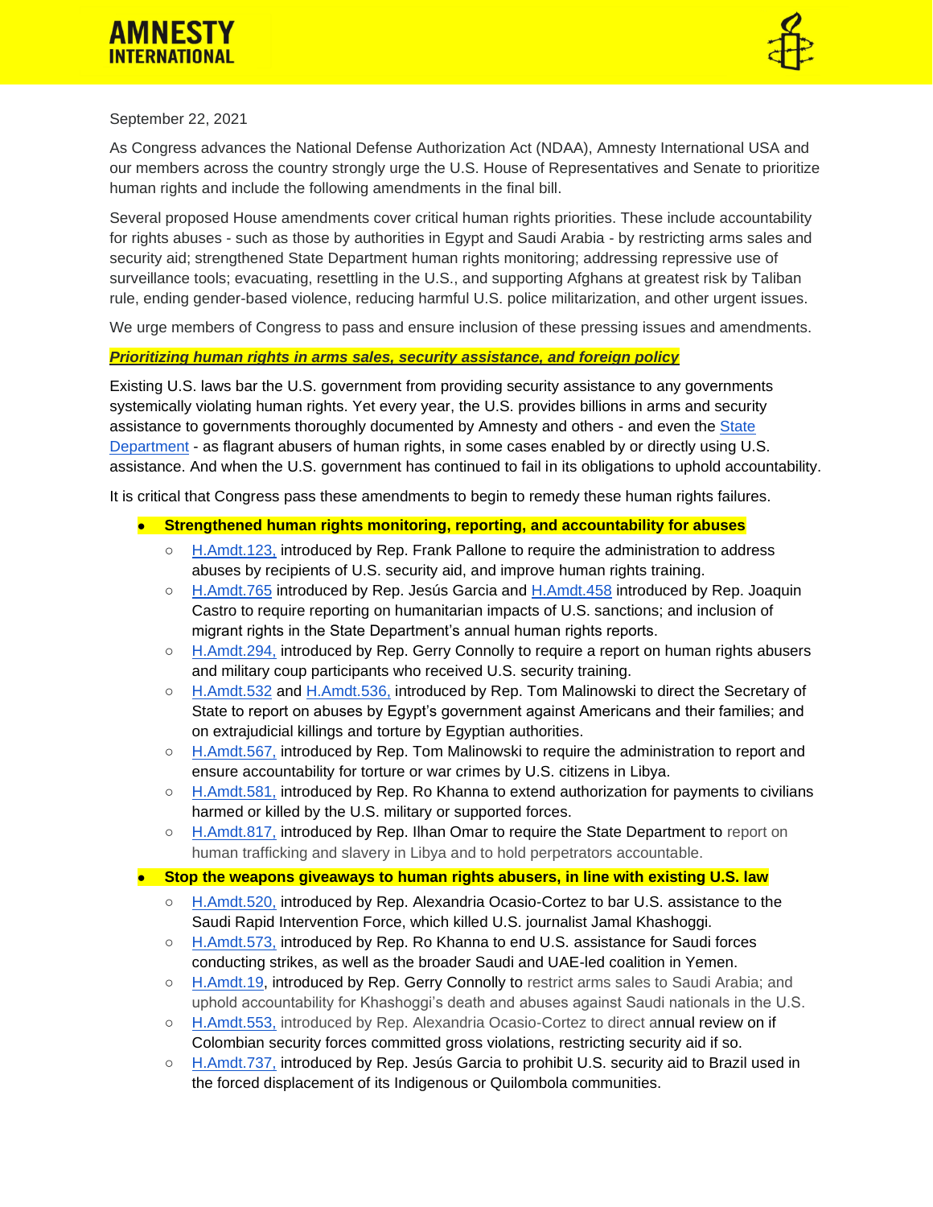# AMNESTY INTERNATIONAL

September 22, 2021

As Congress advances the National Defense Authorization Act (NDAA), Amnesty International USA and our members across the country strongly urge the U.S. House of Representatives and Senate to prioritize human rights and include the following amendments in the final bill.

Several proposed House amendments cover critical human rights priorities. These include accountability for rights abuses - such as those by authorities in Egypt and Saudi Arabia - by restricting arms sales and security aid; strengthened State Department human rights monitoring; addressing repressive use of surveillance tools; evacuating, resettling in the U.S., and supporting Afghans at greatest risk by Taliban rule, ending gender-based violence, reducing harmful U.S. police militarization, and other urgent issues.

We urge members of Congress to pass and ensure inclusion of these pressing issues and amendments.

***Prioritizing human rights in arms sales, security assistance, and foreign policy***

Existing U.S. laws bar the U.S. government from providing security assistance to any governments systemically violating human rights. Yet every year, the U.S. provides billions in arms and security assistance to governments thoroughly documented by Amnesty and others - and even the State Department - as flagrant abusers of human rights, in some cases enabled by or directly using U.S. assistance. And when the U.S. government has continued to fail in its obligations to uphold accountability.

It is critical that Congress pass these amendments to begin to remedy these human rights failures.

- **Strengthened human rights monitoring, reporting, and accountability for abuses**
  - H.Amdt.123, introduced by Rep. Frank Pallone to require the administration to address abuses by recipients of U.S. security aid, and improve human rights training.
  - H.Amdt.765 introduced by Rep. Jesús Garcia and H.Amdt.458 introduced by Rep. Joaquin Castro to require reporting on humanitarian impacts of U.S. sanctions; and inclusion of migrant rights in the State Department's annual human rights reports.
  - H.Amdt.294, introduced by Rep. Gerry Connolly to require a report on human rights abusers and military coup participants who received U.S. security training.
  - H.Amdt.532 and H.Amdt.536, introduced by Rep. Tom Malinowski to direct the Secretary of State to report on abuses by Egypt's government against Americans and their families; and on extrajudicial killings and torture by Egyptian authorities.
  - H.Amdt.567, introduced by Rep. Tom Malinowski to require the administration to report and ensure accountability for torture or war crimes by U.S. citizens in Libya.
  - H.Amdt.581, introduced by Rep. Ro Khanna to extend authorization for payments to civilians harmed or killed by the U.S. military or supported forces.
  - H.Amdt.817, introduced by Rep. Ilhan Omar to require the State Department to report on human trafficking and slavery in Libya and to hold perpetrators accountable.
- **Stop the weapons giveaways to human rights abusers, in line with existing U.S. law**
  - H.Amdt.520, introduced by Rep. Alexandria Ocasio-Cortez to bar U.S. assistance to the Saudi Rapid Intervention Force, which killed U.S. journalist Jamal Khashoggi.
  - H.Amdt.573, introduced by Rep. Ro Khanna to end U.S. assistance for Saudi forces conducting strikes, as well as the broader Saudi and UAE-led coalition in Yemen.
  - H.Amdt.19, introduced by Rep. Gerry Connolly to restrict arms sales to Saudi Arabia; and uphold accountability for Khashoggi's death and abuses against Saudi nationals in the U.S.
  - H.Amdt.553, introduced by Rep. Alexandria Ocasio-Cortez to direct annual review on if Colombian security forces committed gross violations, restricting security aid if so.
  - H.Amdt.737, introduced by Rep. Jesús Garcia to prohibit U.S. security aid to Brazil used in the forced displacement of its Indigenous or Quilombola communities.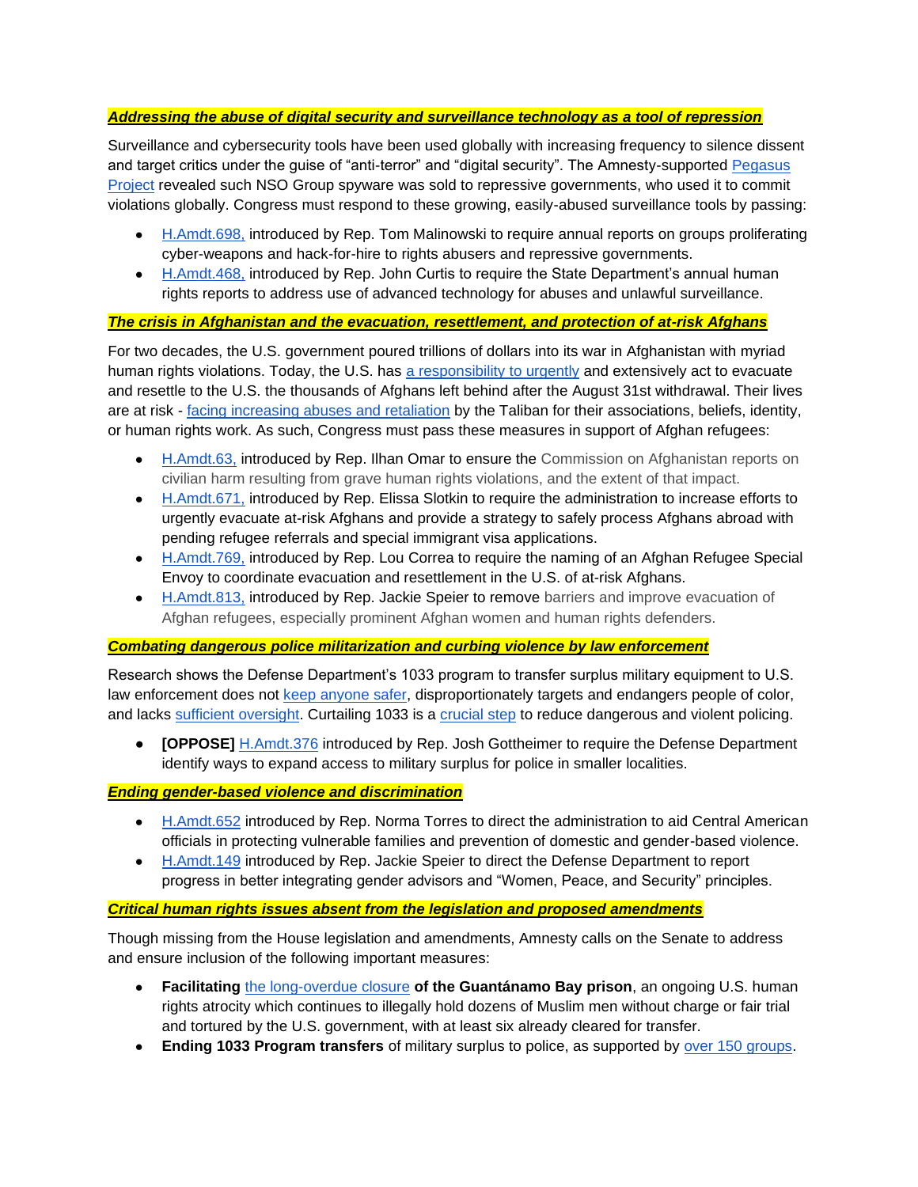***Addressing the abuse of digital security and surveillance technology as a tool of repression***

Surveillance and cybersecurity tools have been used globally with increasing frequency to silence dissent and target critics under the guise of "anti-terror" and "digital security". The Amnesty-supported Pegasus Project revealed such NSO Group spyware was sold to repressive governments, who used it to commit violations globally. Congress must respond to these growing, easily-abused surveillance tools by passing:

- H.Amdt.698, introduced by Rep. Tom Malinowski to require annual reports on groups proliferating cyber-weapons and hack-for-hire to rights abusers and repressive governments.
- H.Amdt.468, introduced by Rep. John Curtis to require the State Department's annual human rights reports to address use of advanced technology for abuses and unlawful surveillance.

***The crisis in Afghanistan and the evacuation, resettlement, and protection of at-risk Afghans***

For two decades, the U.S. government poured trillions of dollars into its war in Afghanistan with myriad human rights violations. Today, the U.S. has a responsibility to urgently and extensively act to evacuate and resettle to the U.S. the thousands of Afghans left behind after the August 31st withdrawal. Their lives are at risk - facing increasing abuses and retaliation by the Taliban for their associations, beliefs, identity, or human rights work. As such, Congress must pass these measures in support of Afghan refugees:

- H.Amdt.63, introduced by Rep. Ilhan Omar to ensure the Commission on Afghanistan reports on civilian harm resulting from grave human rights violations, and the extent of that impact.
- H.Amdt.671, introduced by Rep. Elissa Slotkin to require the administration to increase efforts to urgently evacuate at-risk Afghans and provide a strategy to safely process Afghans abroad with pending refugee referrals and special immigrant visa applications.
- H.Amdt.769, introduced by Rep. Lou Correa to require the naming of an Afghan Refugee Special Envoy to coordinate evacuation and resettlement in the U.S. of at-risk Afghans.
- H.Amdt.813, introduced by Rep. Jackie Speier to remove barriers and improve evacuation of Afghan refugees, especially prominent Afghan women and human rights defenders.

***Combating dangerous police militarization and curbing violence by law enforcement***

Research shows the Defense Department's 1033 program to transfer surplus military equipment to U.S. law enforcement does not keep anyone safer, disproportionately targets and endangers people of color, and lacks sufficient oversight. Curtailing 1033 is a crucial step to reduce dangerous and violent policing.

- **[OPPOSE]** H.Amdt.376 introduced by Rep. Josh Gottheimer to require the Defense Department identify ways to expand access to military surplus for police in smaller localities.

***Ending gender-based violence and discrimination***

- H.Amdt.652 introduced by Rep. Norma Torres to direct the administration to aid Central American officials in protecting vulnerable families and prevention of domestic and gender-based violence.
- H.Amdt.149 introduced by Rep. Jackie Speier to direct the Defense Department to report progress in better integrating gender advisors and "Women, Peace, and Security" principles.

***Critical human rights issues absent from the legislation and proposed amendments***

Though missing from the House legislation and amendments, Amnesty calls on the Senate to address and ensure inclusion of the following important measures:

- **Facilitating** the long-overdue closure **of the Guantánamo Bay prison**, an ongoing U.S. human rights atrocity which continues to illegally hold dozens of Muslim men without charge or fair trial and tortured by the U.S. government, with at least six already cleared for transfer.
- **Ending 1033 Program transfers** of military surplus to police, as supported by over 150 groups.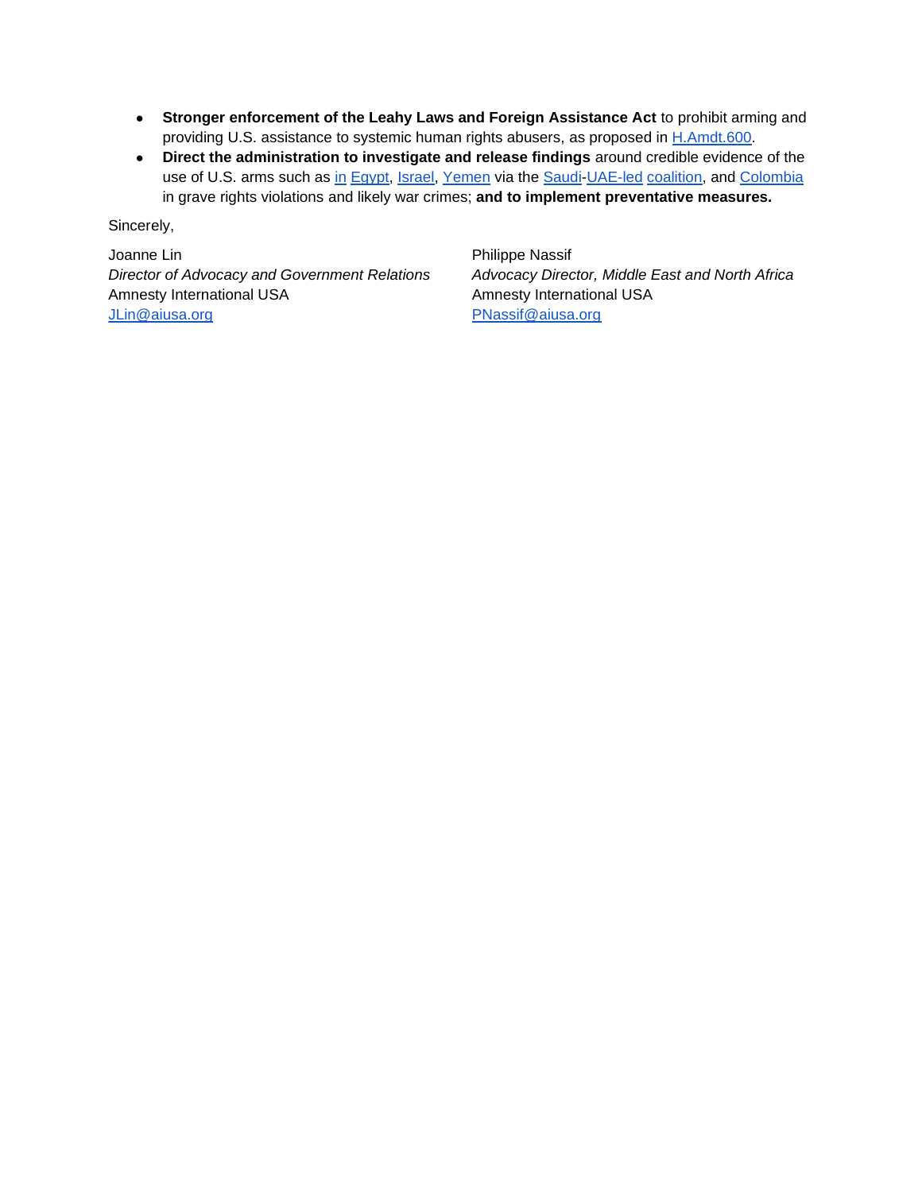- **Stronger enforcement of the Leahy Laws and Foreign Assistance Act** to prohibit arming and providing U.S. assistance to systemic human rights abusers, as proposed in H.Amdt.600.
- **Direct the administration to investigate and release findings** around credible evidence of the use of U.S. arms such as in Egypt, Israel, Yemen via the Saudi-UAE-led coalition, and Colombia in grave rights violations and likely war crimes; **and to implement preventative measures.**

Sincerely,

Joanne Lin
*Director of Advocacy and Government Relations*
Amnesty International USA
JLin@aiusa.org

Philippe Nassif
*Advocacy Director, Middle East and North Africa*
Amnesty International USA
PNassif@aiusa.org